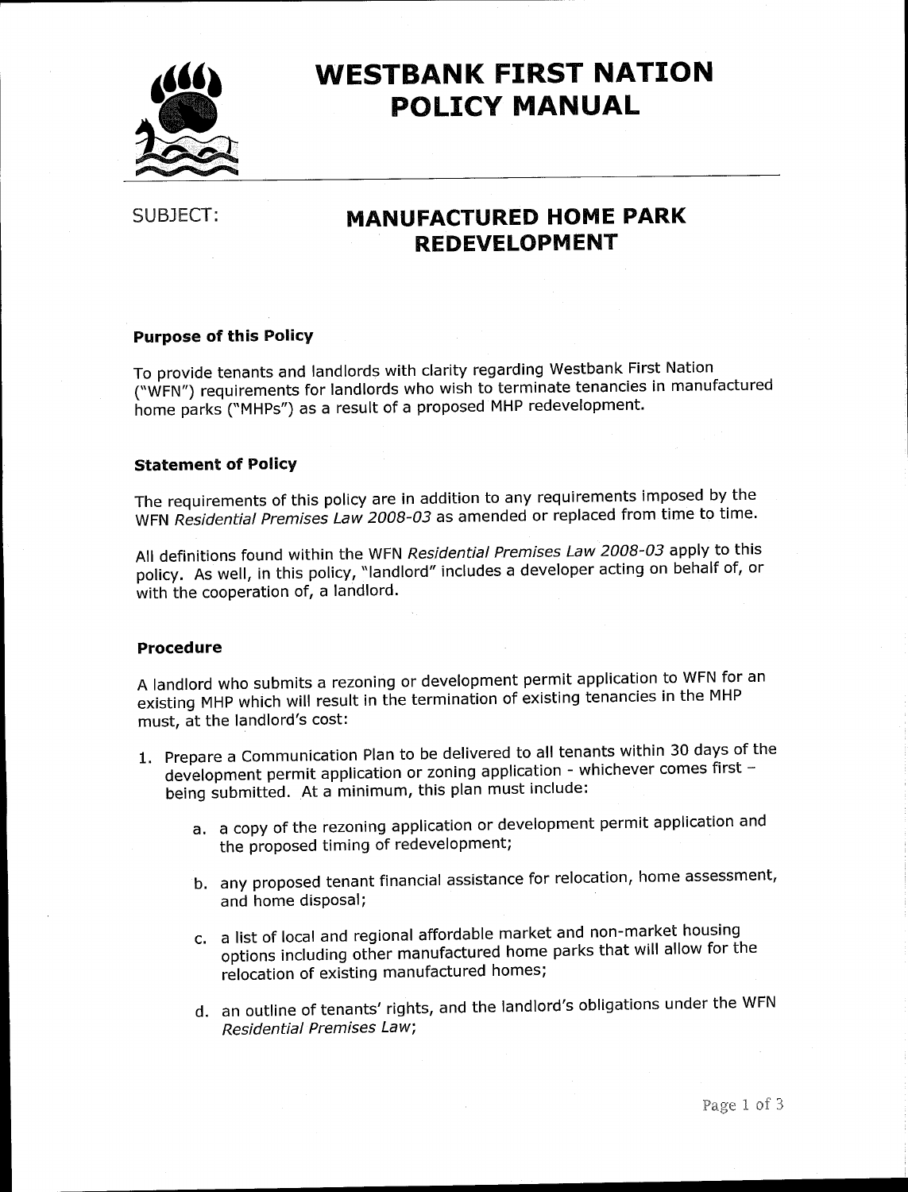# WESTBANK FIRST NATION POLICY MANUAL

SUBJECT: **MANUFACTURED HOME PARK REDEVELOPMENT**

### Purpose of this Policy

To provide tenants and landlords with clarity regarding Westbank First Nation ("WFN") requirements for landlords who wish to terminate tenancies in manufactured home parks ("MHPs") as a result of a proposed MHP redevelopment.

### Statement of Policy

The requirements of this policy are in addition to any requirements imposed by the WFN *Residential Premises Law 2008-03* as amended or replaced from time to time.

All definitions found within the WFN *Residential Premises Law 2008-03* apply to this policy. As well, in this policy, "landlord" includes a developer acting on behalf of, or with the cooperation of, a landlord.

### Procedure

A landlord who submits a rezoning or development permit application to WFN for an existing MHP which will result in the termination of existing tenancies in the MHP must, at the landlord's cost:

1. Prepare a Communication Plan to be delivered to all tenants within 30 days of the development permit application or zoning application - whichever comes first – being submitted. At a minimum, this plan must include:

    a. a copy of the rezoning application or development permit application and the proposed timing of redevelopment;

    b. any proposed tenant financial assistance for relocation, home assessment, and home disposal;

    c. a list of local and regional affordable market and non-market housing options including other manufactured home parks that will allow for the relocation of existing manufactured homes;

    d. an outline of tenants' rights, and the landlord's obligations under the WFN *Residential Premises Law*;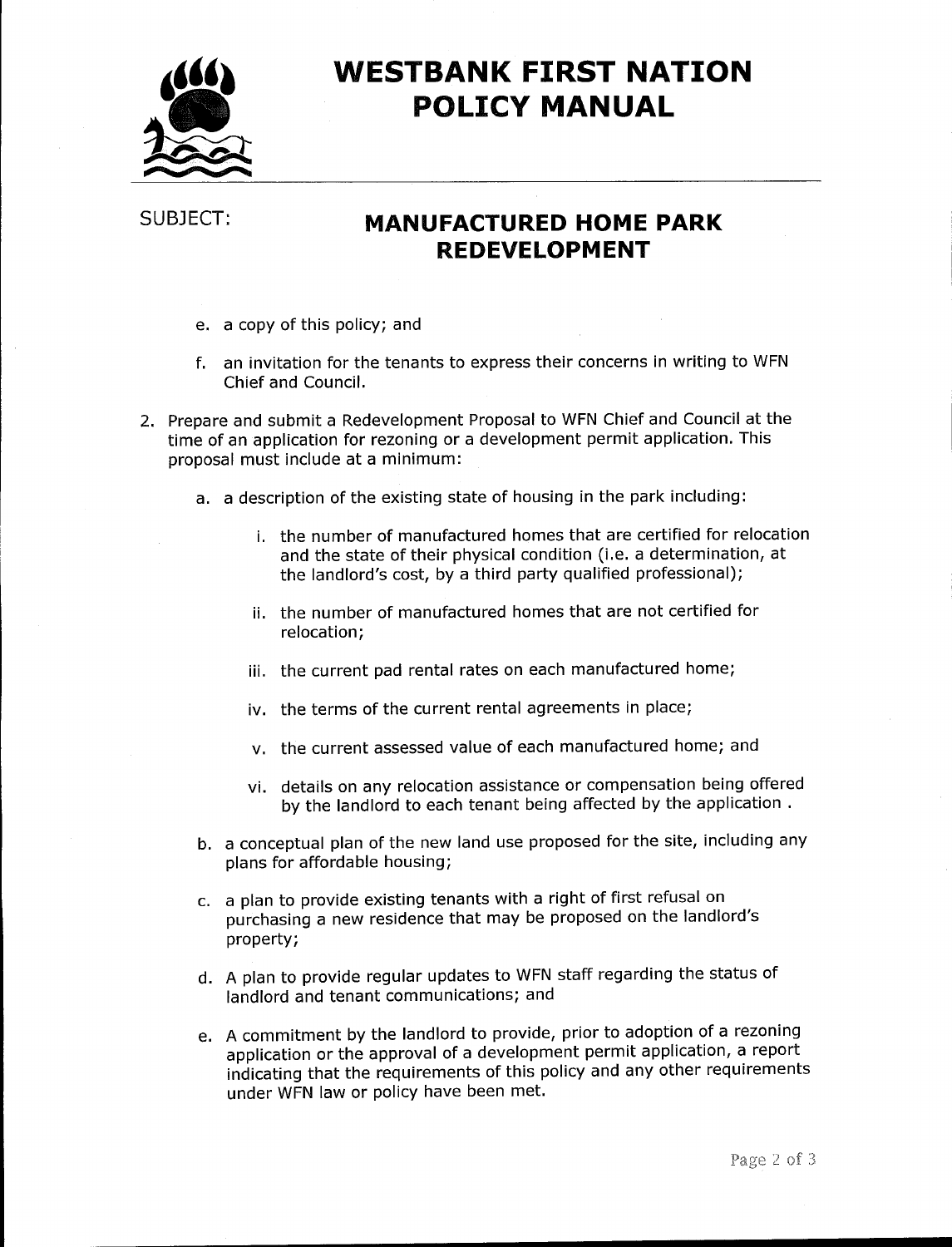# WESTBANK FIRST NATION POLICY MANUAL

SUBJECT: **MANUFACTURED HOME PARK REDEVELOPMENT**

   e. a copy of this policy; and

   f. an invitation for the tenants to express their concerns in writing to WFN Chief and Council.

2. Prepare and submit a Redevelopment Proposal to WFN Chief and Council at the time of an application for rezoning or a development permit application. This proposal must include at a minimum:

   a. a description of the existing state of housing in the park including:

      i. the number of manufactured homes that are certified for relocation and the state of their physical condition (i.e. a determination, at the landlord's cost, by a third party qualified professional);

      ii. the number of manufactured homes that are not certified for relocation;

      iii. the current pad rental rates on each manufactured home;

      iv. the terms of the current rental agreements in place;

      v. the current assessed value of each manufactured home; and

      vi. details on any relocation assistance or compensation being offered by the landlord to each tenant being affected by the application .

   b. a conceptual plan of the new land use proposed for the site, including any plans for affordable housing;

   c. a plan to provide existing tenants with a right of first refusal on purchasing a new residence that may be proposed on the landlord's property;

   d. A plan to provide regular updates to WFN staff regarding the status of landlord and tenant communications; and

   e. A commitment by the landlord to provide, prior to adoption of a rezoning application or the approval of a development permit application, a report indicating that the requirements of this policy and any other requirements under WFN law or policy have been met.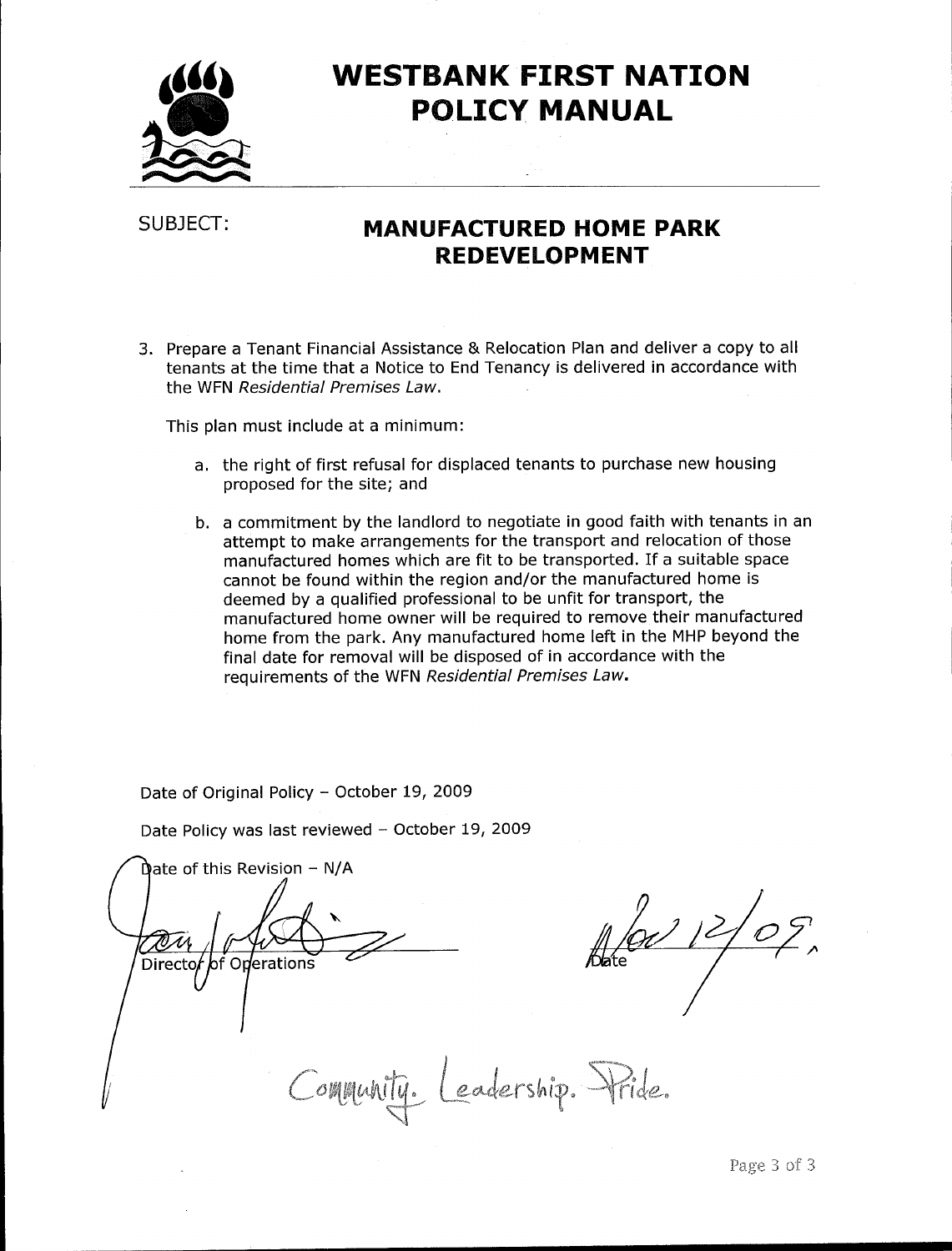# WESTBANK FIRST NATION POLICY MANUAL

SUBJECT: **MANUFACTURED HOME PARK REDEVELOPMENT**

3. Prepare a Tenant Financial Assistance & Relocation Plan and deliver a copy to all tenants at the time that a Notice to End Tenancy is delivered in accordance with the WFN *Residential Premises Law*.

   This plan must include at a minimum:

   a. the right of first refusal for displaced tenants to purchase new housing proposed for the site; and

   b. a commitment by the landlord to negotiate in good faith with tenants in an attempt to make arrangements for the transport and relocation of those manufactured homes which are fit to be transported. If a suitable space cannot be found within the region and/or the manufactured home is deemed by a qualified professional to be unfit for transport, the manufactured home owner will be required to remove their manufactured home from the park. Any manufactured home left in the MHP beyond the final date for removal will be disposed of in accordance with the requirements of the WFN *Residential Premises Law*.

Date of Original Policy – October 19, 2009

Date Policy was last reviewed – October 19, 2009

Date of this Revision – N/A

Director of Operations

Date: Nov 12/09

Community. Leadership. Pride.